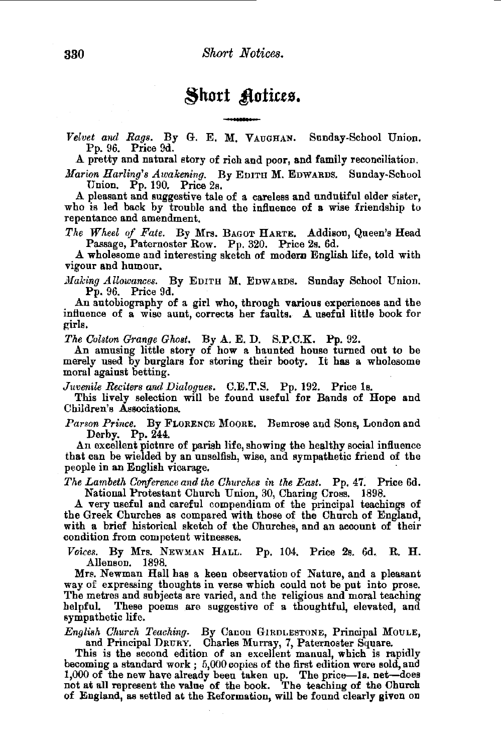# Short Notices.

*Velvet and Rags.* By G. E. M. VAUGHAN. Sunday-School Union. Pp. 96. Price 9d.

A pretty and natural story of rich and poor, and family reconciliation.

*Marion Harling's Awakening.* By EDITH M. EDWARDS. Sunday-School Union. Pp. 190. Price 2s.

A pleasant and suggestive tale of a careless and undutiful elder sister, who is led back by trouble and the influence of a wise friendship to repentance and amendment.

*The Wheel of Fate.* By Mrs. BAGOT HARTE. Addison, Queen's Head Passage, Paternoster Row. Pp. 320. Price 2s. 6d.

A wholesome and interesting sketch of modern English life, told with vigour and humour.

*Making Allowances.* By EDITH M. EDWARDS. Sunday School Union. Pp. 96. Price 9d.

An autobiography of a girl who, through various experiences and the influence of a wise aunt, corrects her faults. A useful little book for girls.

*The Colston Grange Ghost.* By A. E. D. S.P.C.K. Pp. 92.

An amusing little story of how a haunted house turned out to be merely used by burglars for storing their booty. It has a wholesome moral against betting.

*Juvenile Reciters and Dialogues.* C.E.T.S. Pp. 192. Price 1s.

This lively selection will be found useful for Bands of Hope and Children's Associations.

*Parson Prince.* By FLORENCE MOORE. Bemrose and Sons, London and Derby. Pp. 244.

An excellent picture of parish life, showing the healthy social influence that can be wielded by an unselfish, wise, and sympathetic friend of the people in an English vicarage.

*The Lambeth Conference and the Churches in the East.* Pp. 47. Price 6d. National Protestant Church Union, 30, Charing Cross. 1898.

A very useful and careful compendium of the principal teachings of the Greek Churches as compared with those of the Church of England, with a brief historical sketch of the Churches, and an account of their condition from competent witnesses.

*Voices.* By Mrs. NEWMAN HALL. Pp. 104. Price 2s. 6d. R. H. Allenson. 1898.

Mrs. Newman Hall has a keen observation of Nature, and a pleasant way of expressing thoughts in verse which could not be put into prose. The metres and subjects are varied, and the religious and moral teaching helpful. These poems are suggestive of a thoughtful, elevated, and sympathetic life.

*English Church Teaching.* By Canon GIRDLESTONE, Principal MOULE, and Principal DRURY. Charles Murray, 7, Paternoster Square.

This is the second edition of an excellent manual, which is rapidly becoming a standard work; 5,000 copies of the first edition were sold, and 1,000 of the new have already been taken up. The price—1s. net—does not at all represent the value of the book. The teaching of the Church of England, as settled at the Reformation, will be found clearly given on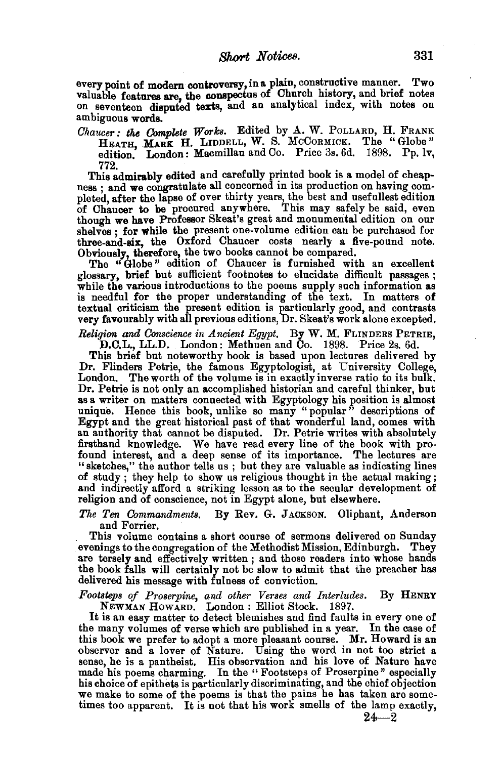every point of modern controversy, in a plain, constructive manner. Two valuable features are, the conspectus of Church history, and brief notes on seventeen disputed texts, and an analytical index, with notes on ambiguous words.

*Chaucer: the Complete Works.* Edited by A. W. POLLARD, H. FRANK HEATH, MARK H. LIDDELL, W. S. McCORMICK. The "Globe" edition. London: Macmillan and Co. Price 3s. 6d. 1898. Pp. lv, 772.

This admirably edited and carefully printed book is a model of cheapness; and we congratulate all concerned in its production on having completed, after the lapse of over thirty years, the best and usefullest edition of Chaucer to be procured anywhere. This may safely be said, even though we have Professor Skeat's great and monumental edition on our shelves; for while the present one-volume edition can be purchased for three-and-six, the Oxford Chaucer costs nearly a five-pound note. Obviously, therefore, the two books cannot be compared.

The "Globe" edition of Chaucer is furnished with an excellent glossary, brief but sufficient footnotes to elucidate difficult passages; while the various introductions to the poems supply such information as is needful for the proper understanding of the text. In matters of textual criticism the present edition is particularly good, and contrasts very favourably with all previous editions, Dr. Skeat's work alone excepted.

*Religion and Conscience in Ancient Egypt.* By W. M. FLINDERS PETRIE, D.C.L., LL.D. London: Methuen and Co. 1898. Price 2s. 6d.

This brief but noteworthy book is based upon lectures delivered by Dr. Flinders Petrie, the famous Egyptologist, at University College, London. The worth of the volume is in exactly inverse ratio to its bulk. Dr. Petrie is not only an accomplished historian and careful thinker, but as a writer on matters connected with Egyptology his position is almost unique. Hence this book, unlike so many "popular" descriptions of Egypt and the great historical past of that wonderful land, comes with an authority that cannot be disputed. Dr. Petrie writes with absolutely firsthand knowledge. We have read every line of the book with profound interest, and a deep sense of its importance. The lectures are "sketches," the author tells us; but they are valuable as indicating lines of study; they help to show us religious thought in the actual making; and indirectly afford a striking lesson as to the secular development of religion and of conscience, not in Egypt alone, but elsewhere.

*The Ten Commandments.* By Rev. G. JACKSON. Oliphant, Anderson and Ferrier.

This volume contains a short course of sermons delivered on Sunday evenings to the congregation of the Methodist Mission, Edinburgh. They are tersely and effectively written; and those readers into whose hands the book falls will certainly not be slow to admit that the preacher has delivered his message with fulness of conviction.

*Footsteps of Proserpine, and other Verses and Interludes.* By HENRY NEWMAN HOWARD. London: Elliot Stock. 1897.

It is an easy matter to detect blemishes and find faults in every one of the many volumes of verse which are published in a year. In the case of this book we prefer to adopt a more pleasant course. Mr. Howard is an observer and a lover of Nature. Using the word in not too strict a sense, he is a pantheist. His observation and his love of Nature have made his poems charming. In the "Footsteps of Proserpine" especially his choice of epithets is particularly discriminating, and the chief objection we make to some of the poems is that the pains he has taken are sometimes too apparent. It is not that his work smells of the lamp exactly,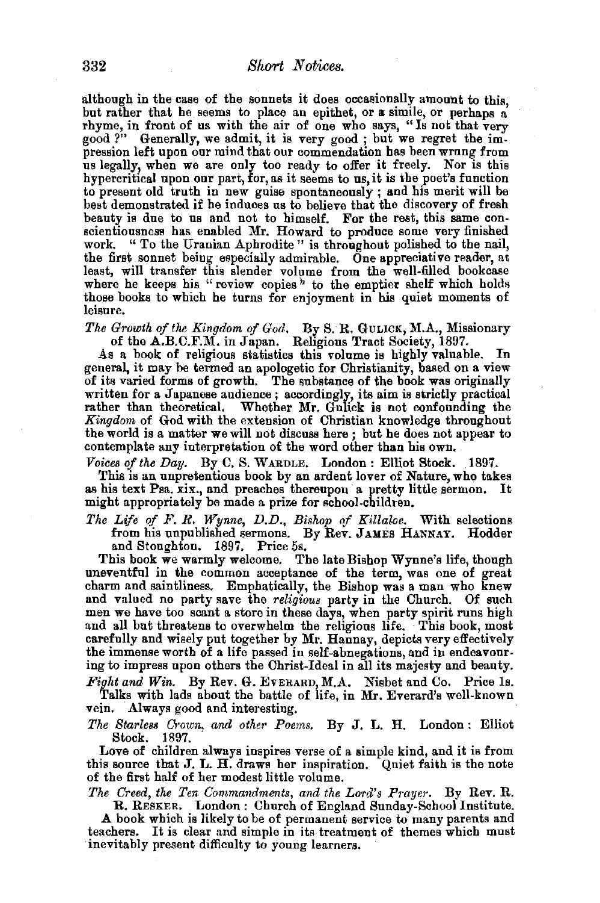although in the case of the sonnets it does occasionally amount to this, but rather that he seems to place an epithet, or a simile, or perhaps a rhyme, in front of us with the air of one who says, "Is not that very good?" Generally, we admit, it is very good; but we regret the impression left upon our mind that our commendation has been wrung from us legally, when we are only too ready to offer it freely. Nor is this hypercritical upon our part, for, as it seems to us, it is the poet's function to present old truth in new guise spontaneously; and his merit will be best demonstrated if he induces us to believe that the discovery of fresh beauty is due to us and not to himself. For the rest, this same conscientiousness has enabled Mr. Howard to produce some very finished work. "To the Uranian Aphrodite" is throughout polished to the nail, the first sonnet being especially admirable. One appreciative reader, at least, will transfer this slender volume from the well-filled bookcase where he keeps his "review copies" to the emptier shelf which holds those books to which he turns for enjoyment in his quiet moments of leisure.

*The Growth of the Kingdom of God.* By S. R. GULICK, M.A., Missionary of the A.B.C.F.M. in Japan. Religious Tract Society, 1897.

As a book of religious statistics this volume is highly valuable. In general, it may be termed an apologetic for Christianity, based on a view of its varied forms of growth. The substance of the book was originally written for a Japanese audience; accordingly, its aim is strictly practical rather than theoretical. Whether Mr. Gulick is not confounding the *Kingdom* of God with the extension of Christian knowledge throughout the world is a matter we will not discuss here; but he does not appear to contemplate any interpretation of the word other than his own.

*Voices of the Day.* By C. S. WARDLE. London: Elliot Stock. 1897.

This is an unpretentious book by an ardent lover of Nature, who takes as his text Psa. xix., and preaches thereupon a pretty little sermon. It might appropriately be made a prize for school-children.

*The Life of F. R. Wynne, D.D., Bishop of Killaloe.* With selections from his unpublished sermons. By Rev. JAMES HANNAY. Hodder and Stoughton. 1897. Price 5s.

This book we warmly welcome. The late Bishop Wynne's life, though uneventful in the common acceptance of the term, was one of great charm and saintliness. Emphatically, the Bishop was a man who knew and valued no party save the *religious* party in the Church. Of such men we have too scant a store in these days, when party spirit runs high and all but threatens to overwhelm the religious life. This book, most carefully and wisely put together by Mr. Hannay, depicts very effectively the immense worth of a life passed in self-abnegations, and in endeavouring to impress upon others the Christ-Ideal in all its majesty and beauty.

*Fight and Win.* By Rev. G. EVERARD, M.A. Nisbet and Co. Price 1s.

Talks with lads about the battle of life, in Mr. Everard's well-known vein. Always good and interesting.

*The Starless Crown, and other Poems.* By J. L. H. London: Elliot Stock. 1897.

Love of children always inspires verse of a simple kind, and it is from this source that J. L. H. draws her inspiration. Quiet faith is the note of the first half of her modest little volume.

*The Creed, the Ten Commandments, and the Lord's Prayer.* By Rev. R. R. RESKER. London: Church of England Sunday-School Institute.

A book which is likely to be of permanent service to many parents and teachers. It is clear and simple in its treatment of themes which must inevitably present difficulty to young learners.